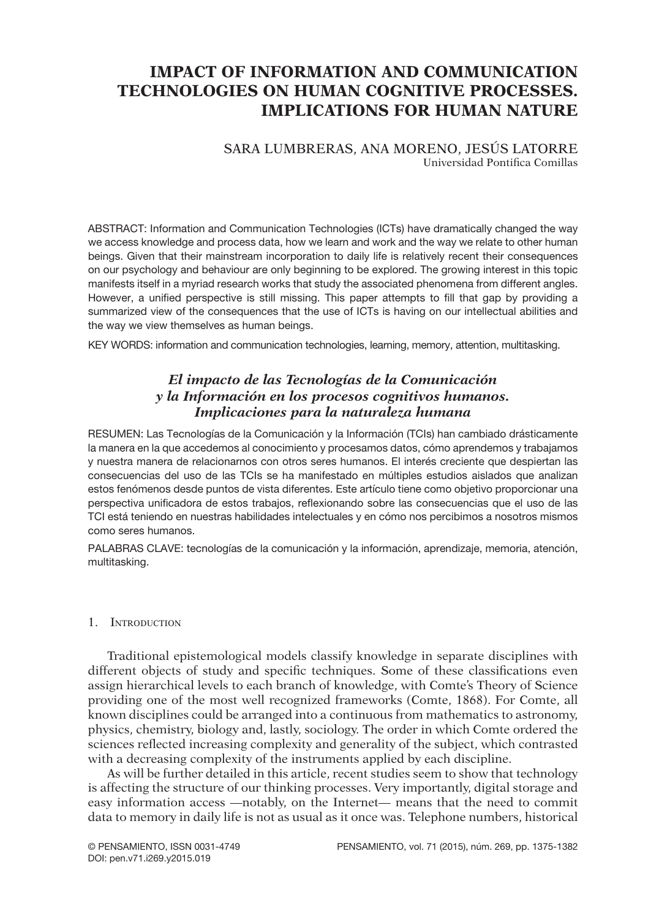# IMPACT OF INFORMATION AND COMMUNICATION TECHNOLOGIES ON HUMAN COGNITIVE PROCESSES. IMPLICATIONS FOR HUMAN NATURE

SARA LUMBRERAS, ANA MORENO, JESÚS LATORRE
Universidad Pontifica Comillas

ABSTRACT: Information and Communication Technologies (ICTs) have dramatically changed the way we access knowledge and process data, how we learn and work and the way we relate to other human beings. Given that their mainstream incorporation to daily life is relatively recent their consequences on our psychology and behaviour are only beginning to be explored. The growing interest in this topic manifests itself in a myriad research works that study the associated phenomena from different angles. However, a unified perspective is still missing. This paper attempts to fill that gap by providing a summarized view of the consequences that the use of ICTs is having on our intellectual abilities and the way we view themselves as human beings.

KEY WORDS: information and communication technologies, learning, memory, attention, multitasking.

### *El impacto de las Tecnologías de la Comunicación y la Información en los procesos cognitivos humanos. Implicaciones para la naturaleza humana*

RESUMEN: Las Tecnologías de la Comunicación y la Información (TCIs) han cambiado drásticamente la manera en la que accedemos al conocimiento y procesamos datos, cómo aprendemos y trabajamos y nuestra manera de relacionarnos con otros seres humanos. El interés creciente que despiertan las consecuencias del uso de las TCIs se ha manifestado en múltiples estudios aislados que analizan estos fenómenos desde puntos de vista diferentes. Este artículo tiene como objetivo proporcionar una perspectiva unificadora de estos trabajos, reflexionando sobre las consecuencias que el uso de las TCI está teniendo en nuestras habilidades intelectuales y en cómo nos percibimos a nosotros mismos como seres humanos.

PALABRAS CLAVE: tecnologías de la comunicación y la información, aprendizaje, memoria, atención, multitasking.

## 1. Introduction

Traditional epistemological models classify knowledge in separate disciplines with different objects of study and specific techniques. Some of these classifications even assign hierarchical levels to each branch of knowledge, with Comte's Theory of Science providing one of the most well recognized frameworks (Comte, 1868). For Comte, all known disciplines could be arranged into a continuous from mathematics to astronomy, physics, chemistry, biology and, lastly, sociology. The order in which Comte ordered the sciences reflected increasing complexity and generality of the subject, which contrasted with a decreasing complexity of the instruments applied by each discipline.

As will be further detailed in this article, recent studies seem to show that technology is affecting the structure of our thinking processes. Very importantly, digital storage and easy information access —notably, on the Internet— means that the need to commit data to memory in daily life is not as usual as it once was. Telephone numbers, historical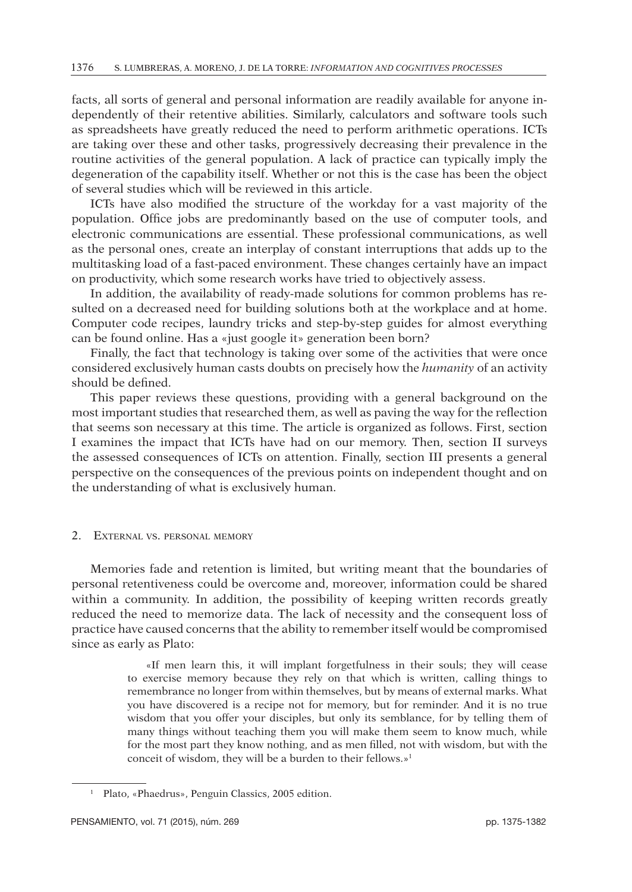facts, all sorts of general and personal information are readily available for anyone independently of their retentive abilities. Similarly, calculators and software tools such as spreadsheets have greatly reduced the need to perform arithmetic operations. ICTs are taking over these and other tasks, progressively decreasing their prevalence in the routine activities of the general population. A lack of practice can typically imply the degeneration of the capability itself. Whether or not this is the case has been the object of several studies which will be reviewed in this article.

ICTs have also modified the structure of the workday for a vast majority of the population. Office jobs are predominantly based on the use of computer tools, and electronic communications are essential. These professional communications, as well as the personal ones, create an interplay of constant interruptions that adds up to the multitasking load of a fast-paced environment. These changes certainly have an impact on productivity, which some research works have tried to objectively assess.

In addition, the availability of ready-made solutions for common problems has resulted on a decreased need for building solutions both at the workplace and at home. Computer code recipes, laundry tricks and step-by-step guides for almost everything can be found online. Has a «just google it» generation been born?

Finally, the fact that technology is taking over some of the activities that were once considered exclusively human casts doubts on precisely how the *humanity* of an activity should be defined.

This paper reviews these questions, providing with a general background on the most important studies that researched them, as well as paving the way for the reflection that seems son necessary at this time. The article is organized as follows. First, section I examines the impact that ICTs have had on our memory. Then, section II surveys the assessed consequences of ICTs on attention. Finally, section III presents a general perspective on the consequences of the previous points on independent thought and on the understanding of what is exclusively human.

## 2. External vs. personal memory

Memories fade and retention is limited, but writing meant that the boundaries of personal retentiveness could be overcome and, moreover, information could be shared within a community. In addition, the possibility of keeping written records greatly reduced the need to memorize data. The lack of necessity and the consequent loss of practice have caused concerns that the ability to remember itself would be compromised since as early as Plato:

> «If men learn this, it will implant forgetfulness in their souls; they will cease to exercise memory because they rely on that which is written, calling things to remembrance no longer from within themselves, but by means of external marks. What you have discovered is a recipe not for memory, but for reminder. And it is no true wisdom that you offer your disciples, but only its semblance, for by telling them of many things without teaching them you will make them seem to know much, while for the most part they know nothing, and as men filled, not with wisdom, but with the conceit of wisdom, they will be a burden to their fellows.»[1]

[1] Plato, «Phaedrus», Penguin Classics, 2005 edition.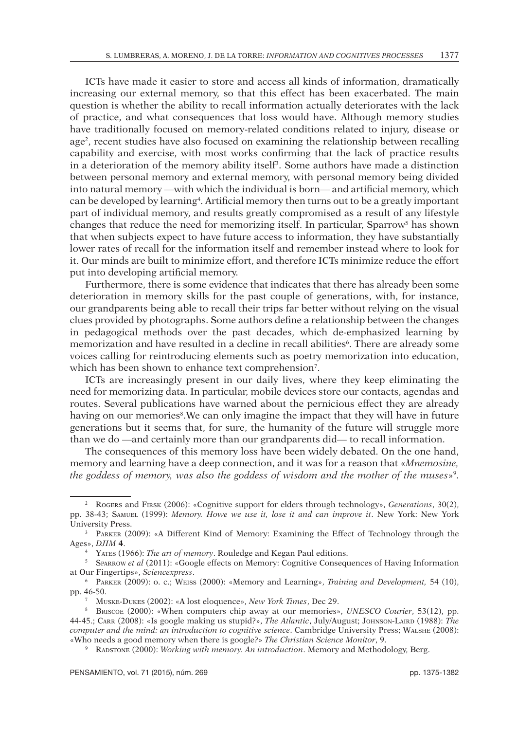ICTs have made it easier to store and access all kinds of information, dramatically increasing our external memory, so that this effect has been exacerbated. The main question is whether the ability to recall information actually deteriorates with the lack of practice, and what consequences that loss would have. Although memory studies have traditionally focused on memory-related conditions related to injury, disease or age[2], recent studies have also focused on examining the relationship between recalling capability and exercise, with most works confirming that the lack of practice results in a deterioration of the memory ability itself[3]. Some authors have made a distinction between personal memory and external memory, with personal memory being divided into natural memory —with which the individual is born— and artificial memory, which can be developed by learning[4]. Artificial memory then turns out to be a greatly important part of individual memory, and results greatly compromised as a result of any lifestyle changes that reduce the need for memorizing itself. In particular, Sparrow[5] has shown that when subjects expect to have future access to information, they have substantially lower rates of recall for the information itself and remember instead where to look for it. Our minds are built to minimize effort, and therefore ICTs minimize reduce the effort put into developing artificial memory.

Furthermore, there is some evidence that indicates that there has already been some deterioration in memory skills for the past couple of generations, with, for instance, our grandparents being able to recall their trips far better without relying on the visual clues provided by photographs. Some authors define a relationship between the changes in pedagogical methods over the past decades, which de-emphasized learning by memorization and have resulted in a decline in recall abilities[6]. There are already some voices calling for reintroducing elements such as poetry memorization into education, which has been shown to enhance text comprehension[7].

ICTs are increasingly present in our daily lives, where they keep eliminating the need for memorizing data. In particular, mobile devices store our contacts, agendas and routes. Several publications have warned about the pernicious effect they are already having on our memories[8].We can only imagine the impact that they will have in future generations but it seems that, for sure, the humanity of the future will struggle more than we do —and certainly more than our grandparents did— to recall information.

The consequences of this memory loss have been widely debated. On the one hand, memory and learning have a deep connection, and it was for a reason that «*Mnemosine, the goddess of memory, was also the goddess of wisdom and the mother of the muses*»[9].

---

[2] Rogers and Firsk (2006): «Cognitive support for elders through technology», *Generations*, 30(2), pp. 38-43; Samuel (1999): *Memory. Howe we use it, lose it and can improve it*. New York: New York University Press.

[3] Parker (2009): «A Different Kind of Memory: Examining the Effect of Technology through the Ages», *DJIM* **4**.

[4] Yates (1966): *The art of memory*. Rouledge and Kegan Paul editions.

[5] Sparrow *et al* (2011): «Google effects on Memory: Cognitive Consequences of Having Information at Our Fingertips», *Sciencexpress*.

[6] Parker (2009): o. c.; Weiss (2000): «Memory and Learning», *Training and Development,* 54 (10), pp. 46-50.

[7] Muske-Dukes (2002): «A lost eloquence», *New York Times*, Dec 29.

[8] Briscoe (2000): «When computers chip away at our memories», *UNESCO Courier*, 53(12), pp. 44-45.; Carr (2008): «Is google making us stupid?», *The Atlantic*, July/August; Johnson-Laird (1988): *The computer and the mind: an introduction to cognitive science*. Cambridge University Press; Walshe (2008): «Who needs a good memory when there is google?» *The Christian Science Monitor*, 9.

[9] Radstone (2000): *Working with memory. An introduction*. Memory and Methodology, Berg.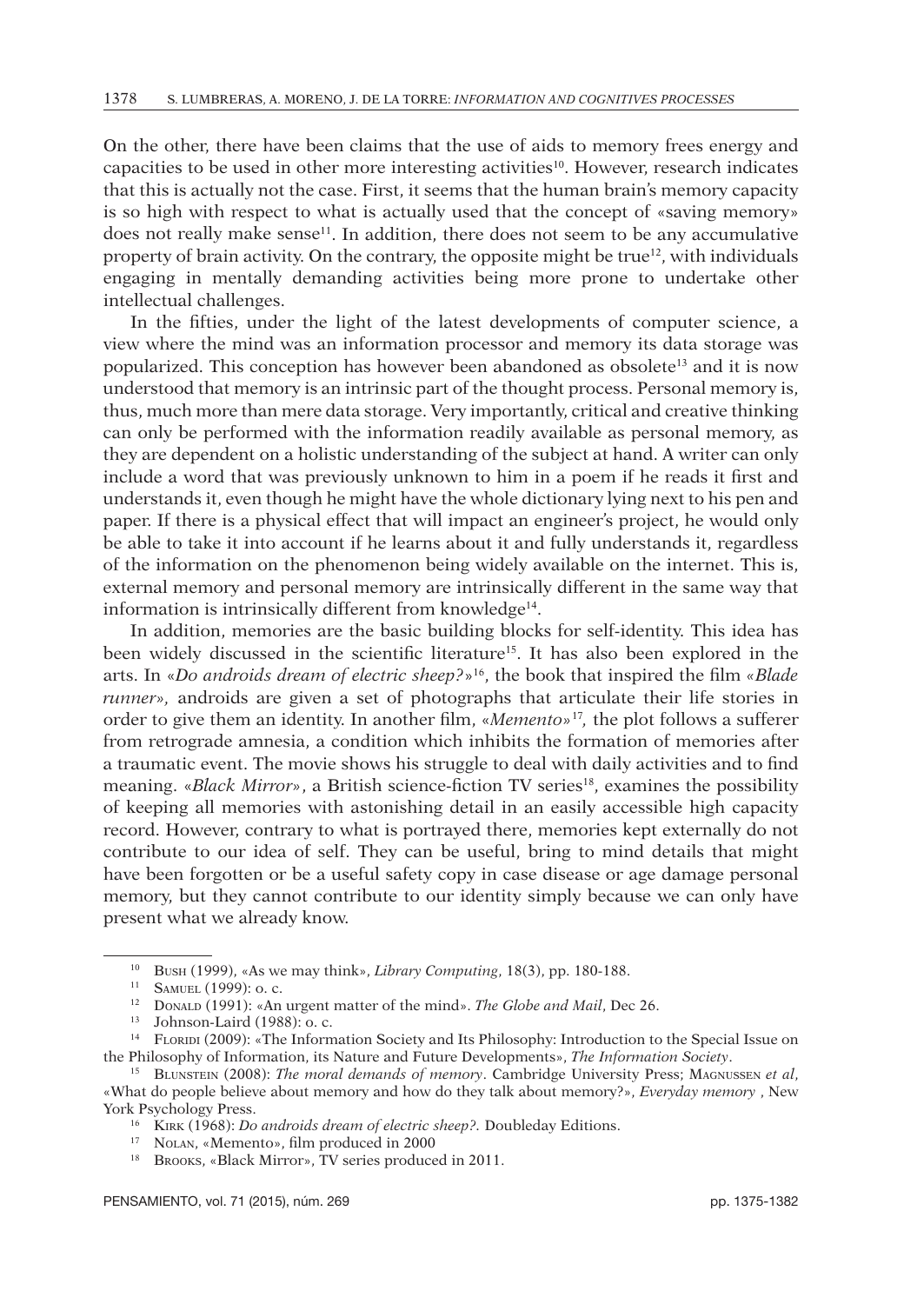On the other, there have been claims that the use of aids to memory frees energy and capacities to be used in other more interesting activities[10]. However, research indicates that this is actually not the case. First, it seems that the human brain's memory capacity is so high with respect to what is actually used that the concept of «saving memory» does not really make sense[11]. In addition, there does not seem to be any accumulative property of brain activity. On the contrary, the opposite might be true[12], with individuals engaging in mentally demanding activities being more prone to undertake other intellectual challenges.

In the fifties, under the light of the latest developments of computer science, a view where the mind was an information processor and memory its data storage was popularized. This conception has however been abandoned as obsolete[13] and it is now understood that memory is an intrinsic part of the thought process. Personal memory is, thus, much more than mere data storage. Very importantly, critical and creative thinking can only be performed with the information readily available as personal memory, as they are dependent on a holistic understanding of the subject at hand. A writer can only include a word that was previously unknown to him in a poem if he reads it first and understands it, even though he might have the whole dictionary lying next to his pen and paper. If there is a physical effect that will impact an engineer's project, he would only be able to take it into account if he learns about it and fully understands it, regardless of the information on the phenomenon being widely available on the internet. This is, external memory and personal memory are intrinsically different in the same way that information is intrinsically different from knowledge[14].

In addition, memories are the basic building blocks for self-identity. This idea has been widely discussed in the scientific literature[15]. It has also been explored in the arts. In «*Do androids dream of electric sheep?*»[16], the book that inspired the film «*Blade runner*», androids are given a set of photographs that articulate their life stories in order to give them an identity. In another film, «*Memento*»[17], the plot follows a sufferer from retrograde amnesia, a condition which inhibits the formation of memories after a traumatic event. The movie shows his struggle to deal with daily activities and to find meaning. «*Black Mirror*», a British science-fiction TV series[18], examines the possibility of keeping all memories with astonishing detail in an easily accessible high capacity record. However, contrary to what is portrayed there, memories kept externally do not contribute to our idea of self. They can be useful, bring to mind details that might have been forgotten or be a useful safety copy in case disease or age damage personal memory, but they cannot contribute to our identity simply because we can only have present what we already know.

---

[10] Bush (1999), «As we may think», *Library Computing*, 18(3), pp. 180-188.

[11] Samuel (1999): o. c.

[12] Donald (1991): «An urgent matter of the mind». *The Globe and Mail*, Dec 26.

[13] Johnson-Laird (1988): o. c.

[14] Floridi (2009): «The Information Society and Its Philosophy: Introduction to the Special Issue on the Philosophy of Information, its Nature and Future Developments», *The Information Society*.

[15] Blunstein (2008): *The moral demands of memory*. Cambridge University Press; Magnussen *et al*, «What do people believe about memory and how do they talk about memory?», *Everyday memory* , New York Psychology Press.

[16] Kirk (1968): *Do androids dream of electric sheep?.* Doubleday Editions.

[17] Nolan, «Memento», film produced in 2000

[18] Brooks, «Black Mirror», TV series produced in 2011.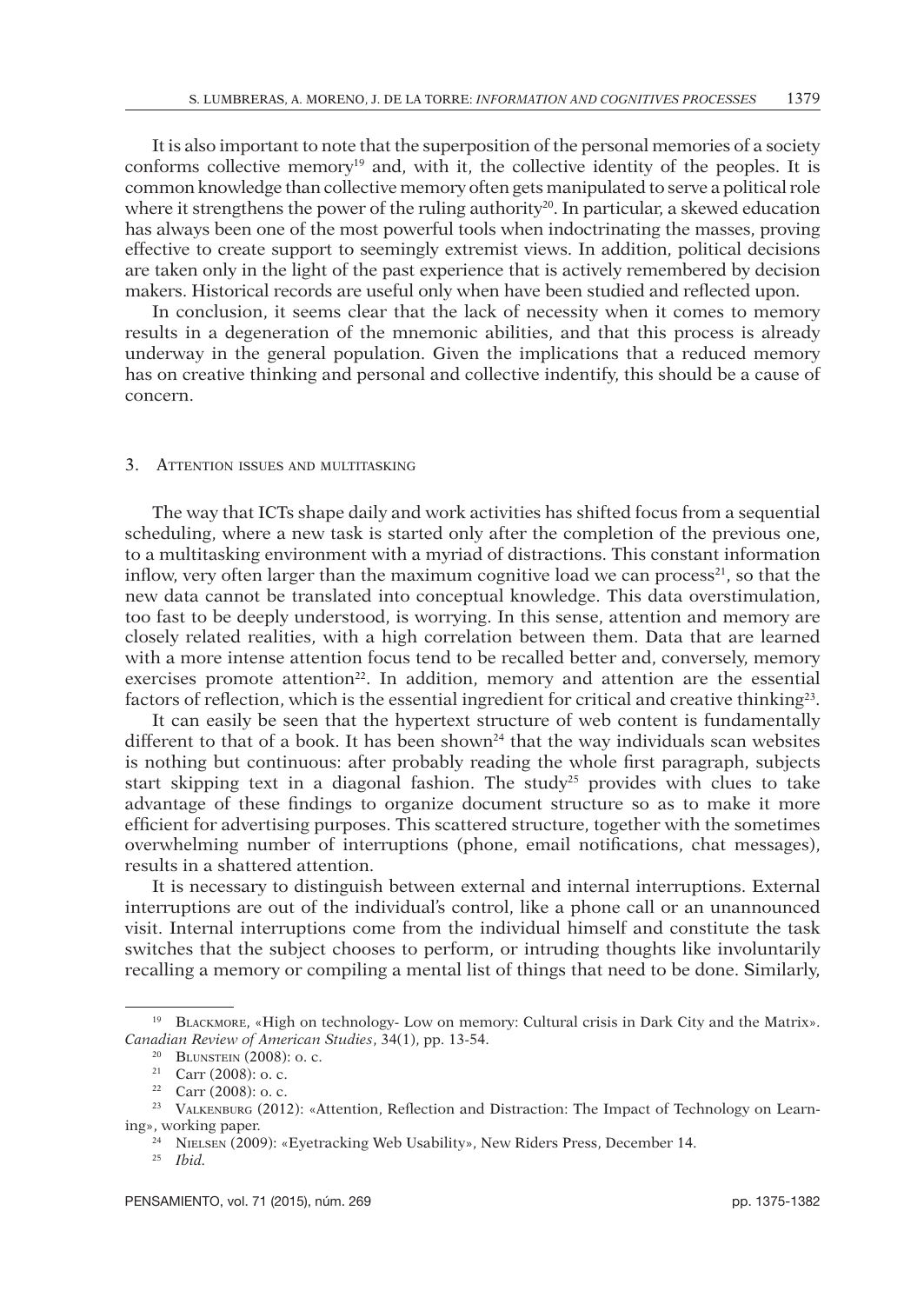It is also important to note that the superposition of the personal memories of a society conforms collective memory[19] and, with it, the collective identity of the peoples. It is common knowledge than collective memory often gets manipulated to serve a political role where it strengthens the power of the ruling authority[20]. In particular, a skewed education has always been one of the most powerful tools when indoctrinating the masses, proving effective to create support to seemingly extremist views. In addition, political decisions are taken only in the light of the past experience that is actively remembered by decision makers. Historical records are useful only when have been studied and reflected upon.

In conclusion, it seems clear that the lack of necessity when it comes to memory results in a degeneration of the mnemonic abilities, and that this process is already underway in the general population. Given the implications that a reduced memory has on creative thinking and personal and collective indentify, this should be a cause of concern.

## 3. Attention issues and multitasking

The way that ICTs shape daily and work activities has shifted focus from a sequential scheduling, where a new task is started only after the completion of the previous one, to a multitasking environment with a myriad of distractions. This constant information inflow, very often larger than the maximum cognitive load we can process[21], so that the new data cannot be translated into conceptual knowledge. This data overstimulation, too fast to be deeply understood, is worrying. In this sense, attention and memory are closely related realities, with a high correlation between them. Data that are learned with a more intense attention focus tend to be recalled better and, conversely, memory exercises promote attention[22]. In addition, memory and attention are the essential factors of reflection, which is the essential ingredient for critical and creative thinking[23].

It can easily be seen that the hypertext structure of web content is fundamentally different to that of a book. It has been shown[24] that the way individuals scan websites is nothing but continuous: after probably reading the whole first paragraph, subjects start skipping text in a diagonal fashion. The study[25] provides with clues to take advantage of these findings to organize document structure so as to make it more efficient for advertising purposes. This scattered structure, together with the sometimes overwhelming number of interruptions (phone, email notifications, chat messages), results in a shattered attention.

It is necessary to distinguish between external and internal interruptions. External interruptions are out of the individual's control, like a phone call or an unannounced visit. Internal interruptions come from the individual himself and constitute the task switches that the subject chooses to perform, or intruding thoughts like involuntarily recalling a memory or compiling a mental list of things that need to be done. Similarly,

---

[19] Blackmore, «High on technology- Low on memory: Cultural crisis in Dark City and the Matrix». *Canadian Review of American Studies*, 34(1), pp. 13-54.

[20] Blunstein (2008): o. c.

[21] Carr (2008): o. c.

[22] Carr (2008): o. c.

[23] Valkenburg (2012): «Attention, Reflection and Distraction: The Impact of Technology on Learning», working paper.

[24] Nielsen (2009): «Eyetracking Web Usability», New Riders Press, December 14.

[25] *Ibid.*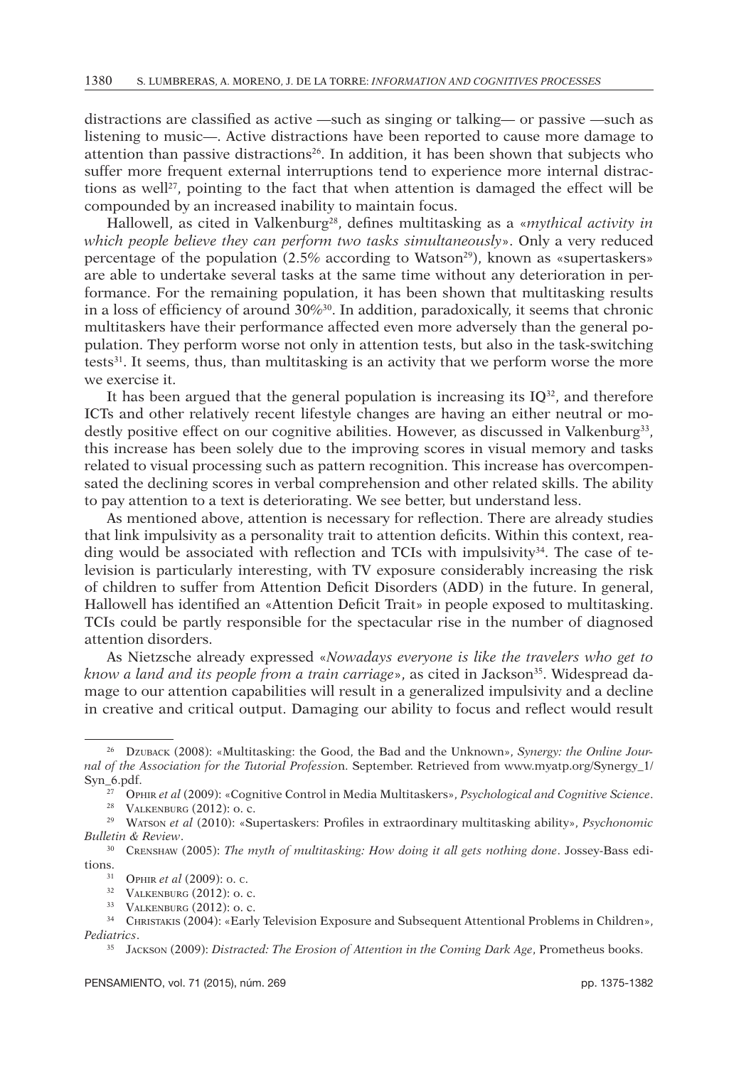distractions are classified as active —such as singing or talking— or passive —such as listening to music—. Active distractions have been reported to cause more damage to attention than passive distractions[26]. In addition, it has been shown that subjects who suffer more frequent external interruptions tend to experience more internal distractions as well[27], pointing to the fact that when attention is damaged the effect will be compounded by an increased inability to maintain focus.

Hallowell, as cited in Valkenburg[28], defines multitasking as a «*mythical activity in which people believe they can perform two tasks simultaneously*». Only a very reduced percentage of the population (2.5% according to Watson[29]), known as «supertaskers» are able to undertake several tasks at the same time without any deterioration in performance. For the remaining population, it has been shown that multitasking results in a loss of efficiency of around 30%[30]. In addition, paradoxically, it seems that chronic multitaskers have their performance affected even more adversely than the general population. They perform worse not only in attention tests, but also in the task-switching tests[31]. It seems, thus, than multitasking is an activity that we perform worse the more we exercise it.

It has been argued that the general population is increasing its IQ[32], and therefore ICTs and other relatively recent lifestyle changes are having an either neutral or modestly positive effect on our cognitive abilities. However, as discussed in Valkenburg[33], this increase has been solely due to the improving scores in visual memory and tasks related to visual processing such as pattern recognition. This increase has overcompensated the declining scores in verbal comprehension and other related skills. The ability to pay attention to a text is deteriorating. We see better, but understand less.

As mentioned above, attention is necessary for reflection. There are already studies that link impulsivity as a personality trait to attention deficits. Within this context, reading would be associated with reflection and TCIs with impulsivity[34]. The case of television is particularly interesting, with TV exposure considerably increasing the risk of children to suffer from Attention Deficit Disorders (ADD) in the future. In general, Hallowell has identified an «Attention Deficit Trait» in people exposed to multitasking. TCIs could be partly responsible for the spectacular rise in the number of diagnosed attention disorders.

As Nietzsche already expressed «*Nowadays everyone is like the travelers who get to know a land and its people from a train carriage*», as cited in Jackson[35]. Widespread damage to our attention capabilities will result in a generalized impulsivity and a decline in creative and critical output. Damaging our ability to focus and reflect would result

---

[26] Dzuback (2008): «Multitasking: the Good, the Bad and the Unknown», *Synergy: the Online Journal of the Association for the Tutorial Profession.* September. Retrieved from www.myatp.org/Synergy_1/Syn_6.pdf.

[27] Ophir *et al* (2009): «Cognitive Control in Media Multitaskers», *Psychological and Cognitive Science*.

[28] Valkenburg (2012): o. c.

[29] Watson *et al* (2010): «Supertaskers: Profiles in extraordinary multitasking ability», *Psychonomic Bulletin & Review*.

[30] Crenshaw (2005): *The myth of multitasking: How doing it all gets nothing done*. Jossey-Bass editions.

[31] Ophir *et al* (2009): o. c.

[32] Valkenburg (2012): o. c.

[33] Valkenburg (2012): o. c.

[34] Christakis (2004): «Early Television Exposure and Subsequent Attentional Problems in Children», *Pediatrics*.

[35] Jackson (2009): *Distracted: The Erosion of Attention in the Coming Dark Age*, Prometheus books.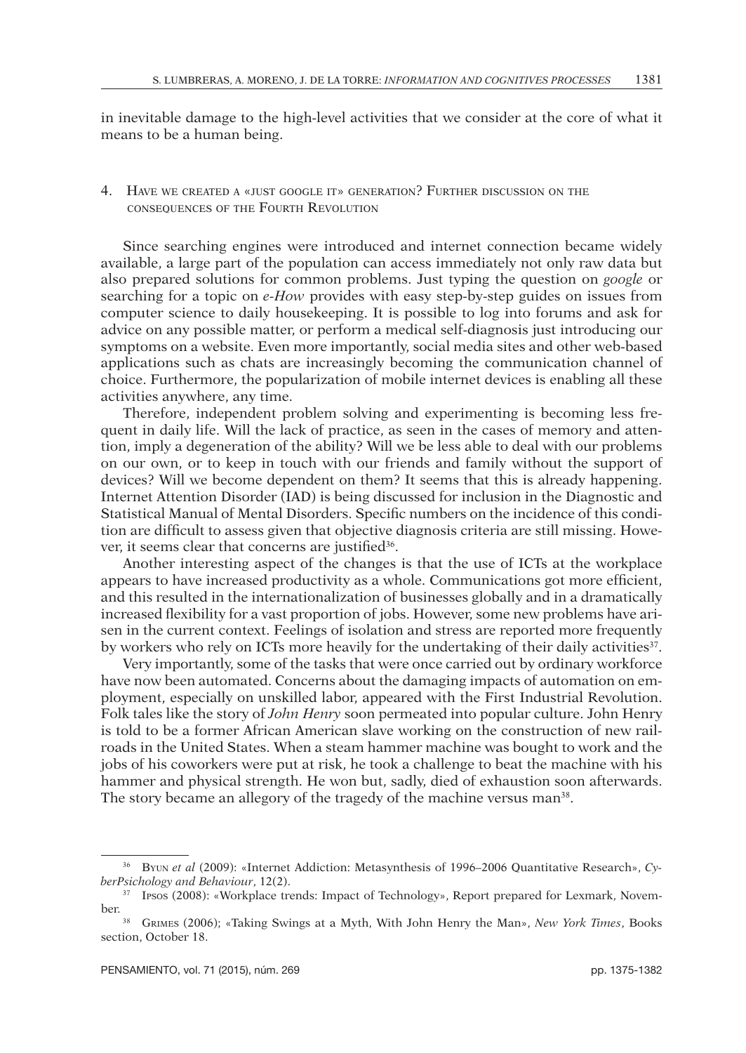in inevitable damage to the high-level activities that we consider at the core of what it means to be a human being.

## 4. Have we created a «just google it» generation? Further discussion on the consequences of the Fourth Revolution

Since searching engines were introduced and internet connection became widely available, a large part of the population can access immediately not only raw data but also prepared solutions for common problems. Just typing the question on *google* or searching for a topic on *e-How* provides with easy step-by-step guides on issues from computer science to daily housekeeping. It is possible to log into forums and ask for advice on any possible matter, or perform a medical self-diagnosis just introducing our symptoms on a website. Even more importantly, social media sites and other web-based applications such as chats are increasingly becoming the communication channel of choice. Furthermore, the popularization of mobile internet devices is enabling all these activities anywhere, any time.

Therefore, independent problem solving and experimenting is becoming less frequent in daily life. Will the lack of practice, as seen in the cases of memory and attention, imply a degeneration of the ability? Will we be less able to deal with our problems on our own, or to keep in touch with our friends and family without the support of devices? Will we become dependent on them? It seems that this is already happening. Internet Attention Disorder (IAD) is being discussed for inclusion in the Diagnostic and Statistical Manual of Mental Disorders. Specific numbers on the incidence of this condition are difficult to assess given that objective diagnosis criteria are still missing. However, it seems clear that concerns are justified[36].

Another interesting aspect of the changes is that the use of ICTs at the workplace appears to have increased productivity as a whole. Communications got more efficient, and this resulted in the internationalization of businesses globally and in a dramatically increased flexibility for a vast proportion of jobs. However, some new problems have arisen in the current context. Feelings of isolation and stress are reported more frequently by workers who rely on ICTs more heavily for the undertaking of their daily activities[37].

Very importantly, some of the tasks that were once carried out by ordinary workforce have now been automated. Concerns about the damaging impacts of automation on employment, especially on unskilled labor, appeared with the First Industrial Revolution. Folk tales like the story of *John Henry* soon permeated into popular culture. John Henry is told to be a former African American slave working on the construction of new railroads in the United States. When a steam hammer machine was bought to work and the jobs of his coworkers were put at risk, he took a challenge to beat the machine with his hammer and physical strength. He won but, sadly, died of exhaustion soon afterwards. The story became an allegory of the tragedy of the machine versus man[38].

---

[36] Byun *et al* (2009): «Internet Addiction: Metasynthesis of 1996–2006 Quantitative Research», *CyberPsichology and Behaviour*, 12(2).

[37] Ipsos (2008): «Workplace trends: Impact of Technology», Report prepared for Lexmark, November.

[38] Grimes (2006); «Taking Swings at a Myth, With John Henry the Man», *New York Times*, Books section, October 18.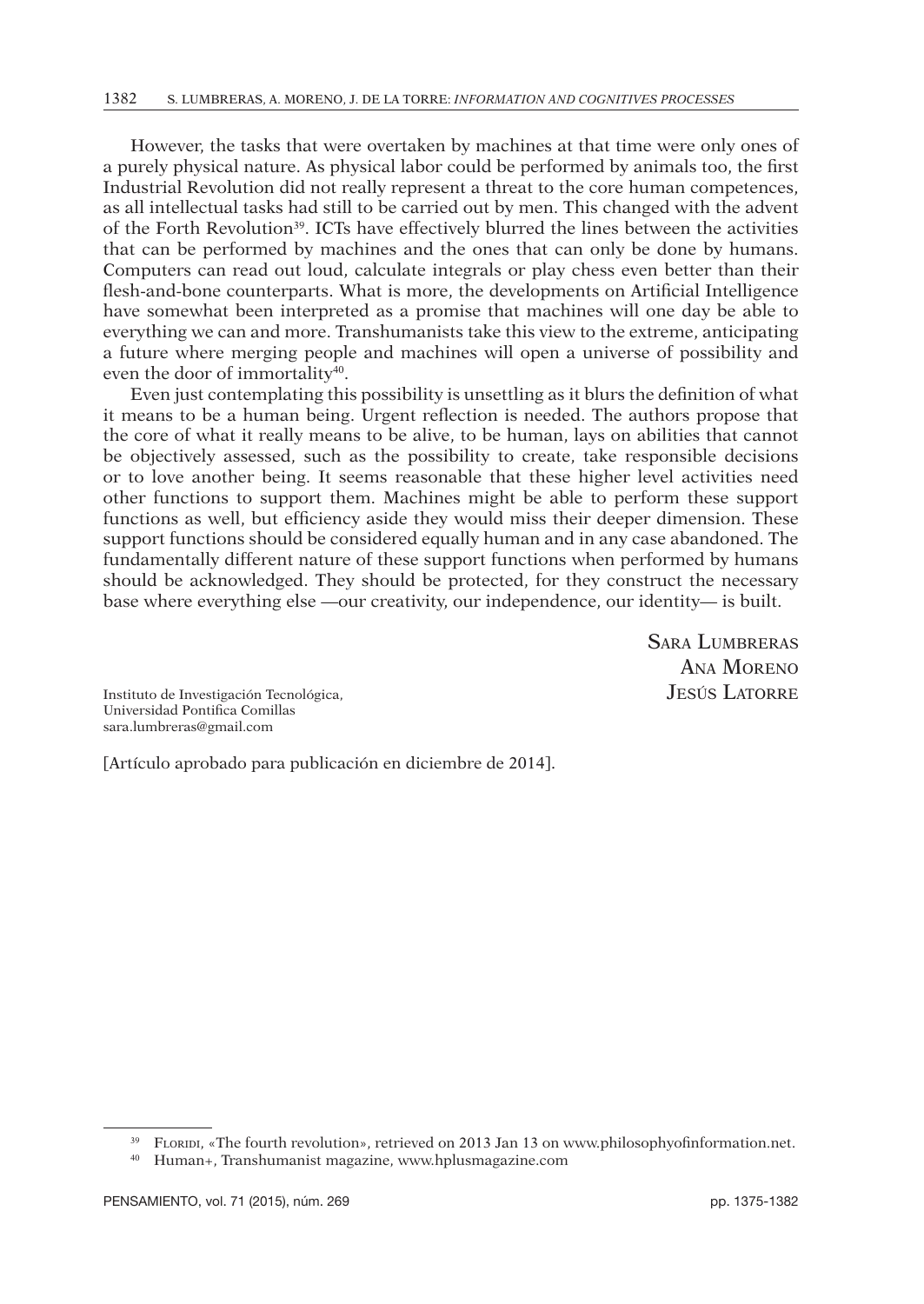However, the tasks that were overtaken by machines at that time were only ones of a purely physical nature. As physical labor could be performed by animals too, the first Industrial Revolution did not really represent a threat to the core human competences, as all intellectual tasks had still to be carried out by men. This changed with the advent of the Forth Revolution[39]. ICTs have effectively blurred the lines between the activities that can be performed by machines and the ones that can only be done by humans. Computers can read out loud, calculate integrals or play chess even better than their flesh-and-bone counterparts. What is more, the developments on Artificial Intelligence have somewhat been interpreted as a promise that machines will one day be able to everything we can and more. Transhumanists take this view to the extreme, anticipating a future where merging people and machines will open a universe of possibility and even the door of immortality[40].

Even just contemplating this possibility is unsettling as it blurs the definition of what it means to be a human being. Urgent reflection is needed. The authors propose that the core of what it really means to be alive, to be human, lays on abilities that cannot be objectively assessed, such as the possibility to create, take responsible decisions or to love another being. It seems reasonable that these higher level activities need other functions to support them. Machines might be able to perform these support functions as well, but efficiency aside they would miss their deeper dimension. These support functions should be considered equally human and in any case abandoned. The fundamentally different nature of these support functions when performed by humans should be acknowledged. They should be protected, for they construct the necessary base where everything else —our creativity, our independence, our identity— is built.

Sara Lumbreras
Ana Moreno
Jesús Latorre

Instituto de Investigación Tecnológica,
Universidad Pontifica Comillas
sara.lumbreras@gmail.com

[Artículo aprobado para publicación en diciembre de 2014].

[39] Floridi, «The fourth revolution», retrieved on 2013 Jan 13 on www.philosophyofinformation.net.

[40] Human+, Transhumanist magazine, www.hplusmagazine.com